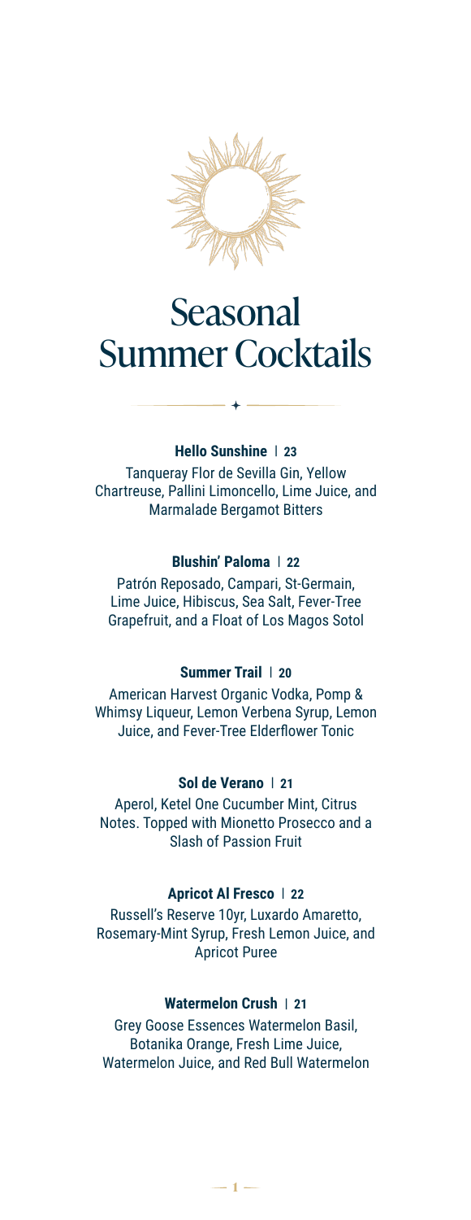# Seasonal Summer Cocktails

### Hello Sunshine | 23

Tanqueray Flor de Sevilla Gin, Yellow Chartreuse, Pallini Limoncello, Lime Juice, and Marmalade Bergamot Bitters

### Blushin' Paloma | 22

Patrón Reposado, Campari, St-Germain, Lime Juice, Hibiscus, Sea Salt, Fever-Tree Grapefruit, and a Float of Los Magos Sotol

### Summer Trail | 20

American Harvest Organic Vodka, Pomp & Whimsy Liqueur, Lemon Verbena Syrup, Lemon Juice, and Fever-Tree Elderflower Tonic

### Sol de Verano | 21

Aperol, Ketel One Cucumber Mint, Citrus Notes. Topped with Mionetto Prosecco and a Slash of Passion Fruit

### Apricot Al Fresco | 22

Russell's Reserve 10yr, Luxardo Amaretto, Rosemary-Mint Syrup, Fresh Lemon Juice, and Apricot Puree

### Watermelon Crush | 21

Grey Goose Essences Watermelon Basil, Botanika Orange, Fresh Lime Juice, Watermelon Juice, and Red Bull Watermelon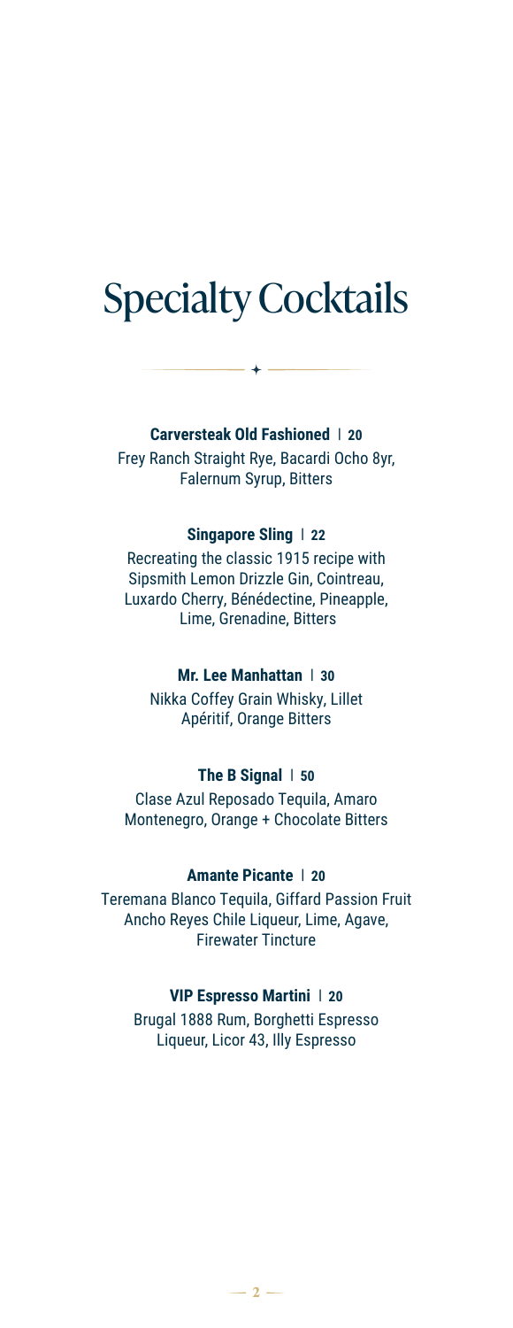# Specialty Cocktails

**Carversteak Old Fashioned | 20**

Frey Ranch Straight Rye, Bacardi Ocho 8yr, Falernum Syrup, Bitters

**Singapore Sling | 22**

Recreating the classic 1915 recipe with Sipsmith Lemon Drizzle Gin, Cointreau, Luxardo Cherry, Bénédectine, Pineapple, Lime, Grenadine, Bitters

**Mr. Lee Manhattan | 30**

Nikka Coffey Grain Whisky, Lillet Apéritif, Orange Bitters

**The B Signal | 50**

Clase Azul Reposado Tequila, Amaro Montenegro, Orange + Chocolate Bitters

**Amante Picante | 20**

Teremana Blanco Tequila, Giffard Passion Fruit Ancho Reyes Chile Liqueur, Lime, Agave, Firewater Tincture

**VIP Espresso Martini | 20**

Brugal 1888 Rum, Borghetti Espresso Liqueur, Licor 43, Illy Espresso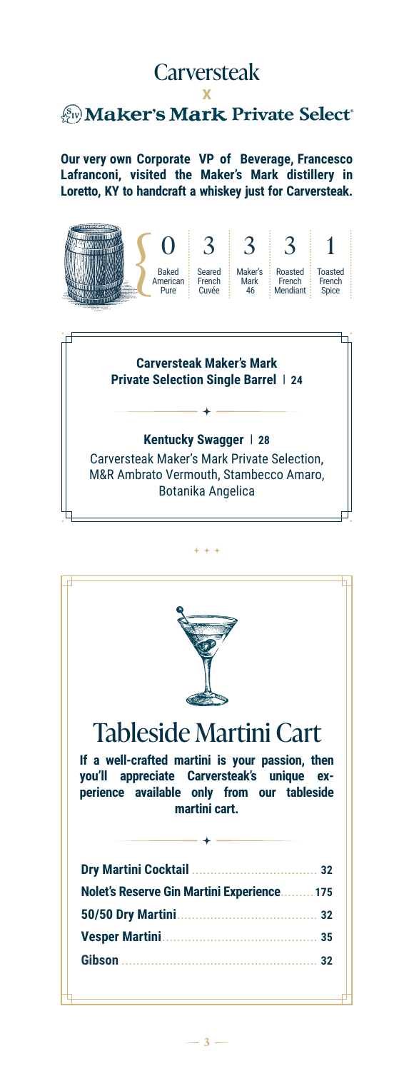# Carversteak x Maker's Mark Private Select

**Our very own Corporate VP of Beverage, Francesco Lafranconi, visited the Maker's Mark distillery in Loretto, KY to handcraft a whiskey just for Carversteak.**

| 0 | 3 | 3 | 3 | 1 |
|---|---|---|---|---|
| Baked American Pure | Seared French Cuvée | Maker's Mark 46 | Roasted French Mendiant | Toasted French Spice |

**Carversteak Maker's Mark Private Selection Single Barrel | 24**

**Kentucky Swagger | 28**

Carversteak Maker's Mark Private Selection, M&R Ambrato Vermouth, Stambecco Amaro, Botanika Angelica

## Tableside Martini Cart

**If a well-crafted martini is your passion, then you'll appreciate Carversteak's unique experience available only from our tableside martini cart.**

**Dry Martini Cocktail** ..... **32**

**Nolet's Reserve Gin Martini Experience** ..... **175**

**50/50 Dry Martini** ..... **32**

**Vesper Martini** ..... **35**

**Gibson** ..... **32**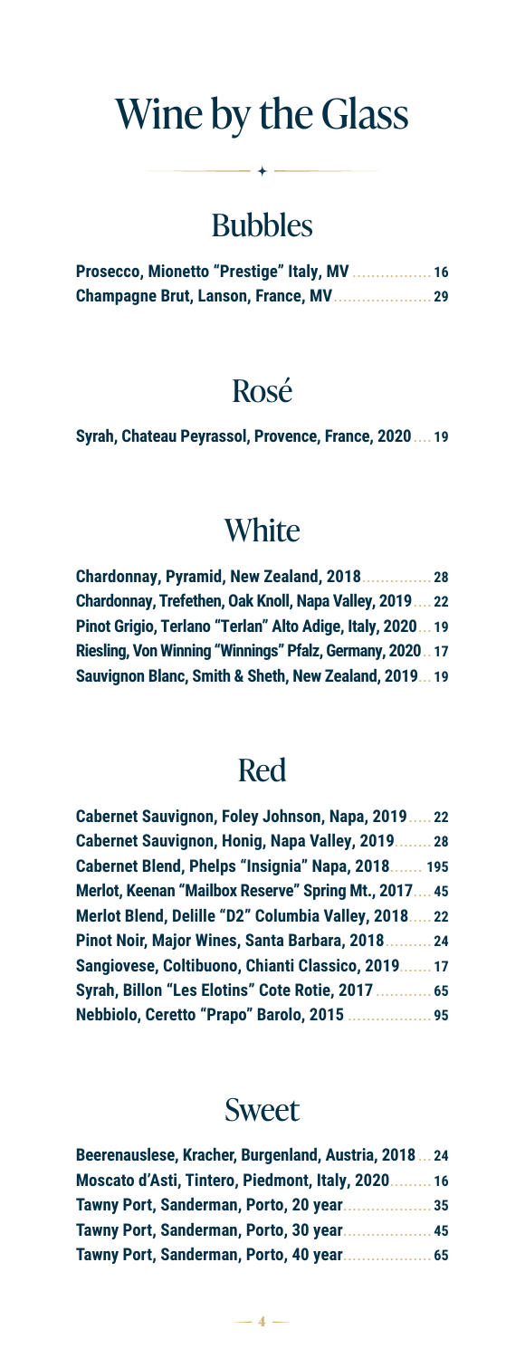# Wine by the Glass

## Bubbles

**Prosecco, Mionetto "Prestige" Italy, MV** ................ **16**
**Champagne Brut, Lanson, France, MV**.................... **29**

## Rosé

**Syrah, Chateau Peyrassol, Provence, France, 2020** .... **19**

## White

**Chardonnay, Pyramid, New Zealand, 2018**.............. **28**
**Chardonnay, Trefethen, Oak Knoll, Napa Valley, 2019** .... **22**
**Pinot Grigio, Terlano "Terlan" Alto Adige, Italy, 2020**... **19**
**Riesling, Von Winning "Winnings" Pfalz, Germany, 2020**.. **17**
**Sauvignon Blanc, Smith & Sheth, New Zealand, 2019**... **19**

## Red

**Cabernet Sauvignon, Foley Johnson, Napa, 2019**..... **22**
**Cabernet Sauvignon, Honig, Napa Valley, 2019**........ **28**
**Cabernet Blend, Phelps "Insignia" Napa, 2018**....... **195**
**Merlot, Keenan "Mailbox Reserve" Spring Mt., 2017**.... **45**
**Merlot Blend, Delille "D2" Columbia Valley, 2018**..... **22**
**Pinot Noir, Major Wines, Santa Barbara, 2018**.......... **24**
**Sangiovese, Coltibuono, Chianti Classico, 2019**....... **17**
**Syrah, Billon "Les Elotins" Cote Rotie, 2017** ............ **65**
**Nebbiolo, Ceretto "Prapo" Barolo, 2015** .................. **95**

## Sweet

**Beerenauslese, Kracher, Burgenland, Austria, 2018**... **24**
**Moscato d'Asti, Tintero, Piedmont, Italy, 2020**......... **16**
**Tawny Port, Sanderman, Porto, 20 year**.................. **35**
**Tawny Port, Sanderman, Porto, 30 year**.................. **45**
**Tawny Port, Sanderman, Porto, 40 year**.................. **65**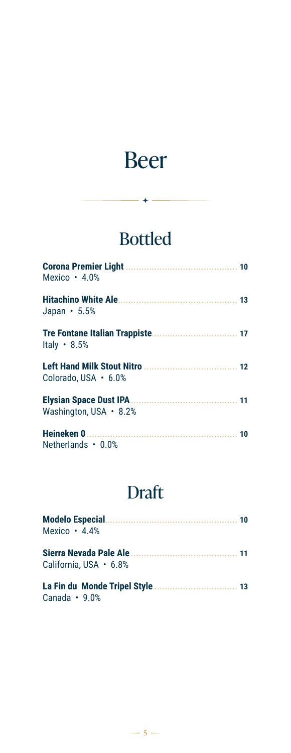# Beer

## Bottled

**Corona Premier Light** .......... **10**
Mexico • 4.0%

**Hitachino White Ale** .......... **13**
Japan • 5.5%

**Tre Fontane Italian Trappiste** .......... **17**
Italy • 8.5%

**Left Hand Milk Stout Nitro** .......... **12**
Colorado, USA • 6.0%

**Elysian Space Dust IPA** .......... **11**
Washington, USA • 8.2%

**Heineken 0** .......... **10**
Netherlands • 0.0%

## Draft

**Modelo Especial** .......... **10**
Mexico • 4.4%

**Sierra Nevada Pale Ale** .......... **11**
California, USA • 6.8%

**La Fin du Monde Tripel Style** .......... **13**
Canada • 9.0%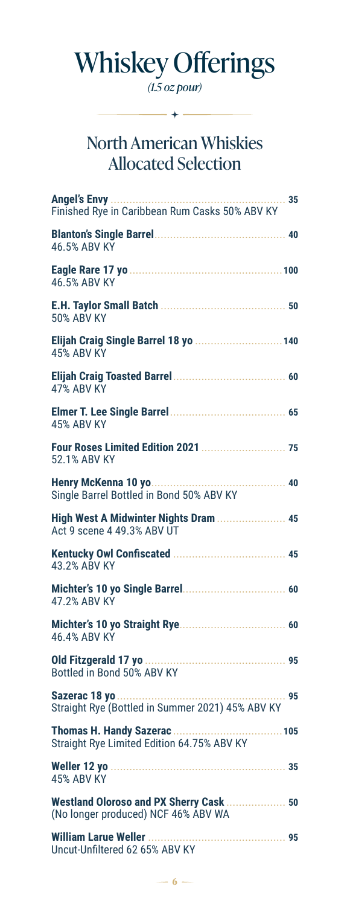# Whiskey Offerings

*(1.5 oz pour)*

## North American Whiskies Allocated Selection

**Angel's Envy** ... 35
Finished Rye in Caribbean Rum Casks 50% ABV KY

**Blanton's Single Barrel** ... 40
46.5% ABV KY

**Eagle Rare 17 yo** ... 100
46.5% ABV KY

**E.H. Taylor Small Batch** ... 50
50% ABV KY

**Elijah Craig Single Barrel 18 yo** ... 140
45% ABV KY

**Elijah Craig Toasted Barrel** ... 60
47% ABV KY

**Elmer T. Lee Single Barrel** ... 65
45% ABV KY

**Four Roses Limited Edition 2021** ... 75
52.1% ABV KY

**Henry McKenna 10 yo** ... 40
Single Barrel Bottled in Bond 50% ABV KY

**High West A Midwinter Nights Dram** ... 45
Act 9 scene 4 49.3% ABV UT

**Kentucky Owl Confiscated** ... 45
43.2% ABV KY

**Michter's 10 yo Single Barrel** ... 60
47.2% ABV KY

**Michter's 10 yo Straight Rye** ... 60
46.4% ABV KY

**Old Fitzgerald 17 yo** ... 95
Bottled in Bond 50% ABV KY

**Sazerac 18 yo** ... 95
Straight Rye (Bottled in Summer 2021) 45% ABV KY

**Thomas H. Handy Sazerac** ... 105
Straight Rye Limited Edition 64.75% ABV KY

**Weller 12 yo** ... 35
45% ABV KY

**Westland Oloroso and PX Sherry Cask** ... 50
(No longer produced) NCF 46% ABV WA

**William Larue Weller** ... 95
Uncut-Unfiltered 62 65% ABV KY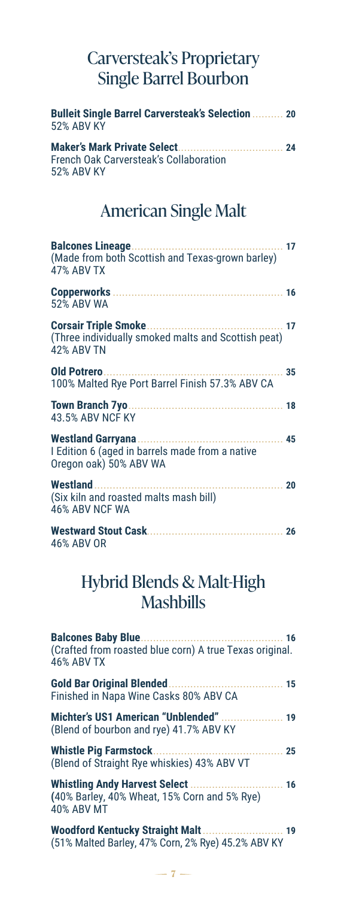## Carversteak's Proprietary Single Barrel Bourbon

**Bulleit Single Barrel Carversteak's Selection** .......... **20**
52% ABV KY

**Maker's Mark Private Select**.................................. **24**
French Oak Carversteak's Collaboration
52% ABV KY

## American Single Malt

**Balcones Lineage**................................................ **17**
(Made from both Scottish and Texas-grown barley)
47% ABV TX

**Copperworks** ...................................................... **16**
52% ABV WA

**Corsair Triple Smoke**........................................... **17**
(Three individually smoked malts and Scottish peat)
42% ABV TN

**Old Potrero**......................................................... **35**
100% Malted Rye Port Barrel Finish 57.3% ABV CA

**Town Branch 7yo**................................................. **18**
43.5% ABV NCF KY

**Westland Garryana**.............................................. **45**
I Edition 6 (aged in barrels made from a native Oregon oak) 50% ABV WA

**Westland**............................................................ **20**
(Six kiln and roasted malts mash bill)
46% ABV NCF WA

**Westward Stout Cask**........................................... **26**
46% ABV OR

## Hybrid Blends & Malt-High Mashbills

**Balcones Baby Blue**............................................. **16**
(Crafted from roasted blue corn) A true Texas original.
46% ABV TX

**Gold Bar Original Blended**..................................... **15**
Finished in Napa Wine Casks 80% ABV CA

**Michter's US1 American "Unblended"** .................... **19**
(Blend of bourbon and rye) 41.7% ABV KY

**Whistle Pig Farmstock**......................................... **25**
(Blend of Straight Rye whiskies) 43% ABV VT

**Whistling Andy Harvest Select** ............................. **16**
(40% Barley, 40% Wheat, 15% Corn and 5% Rye)
40% ABV MT

**Woodford Kentucky Straight Malt**.......................... **19**
(51% Malted Barley, 47% Corn, 2% Rye) 45.2% ABV KY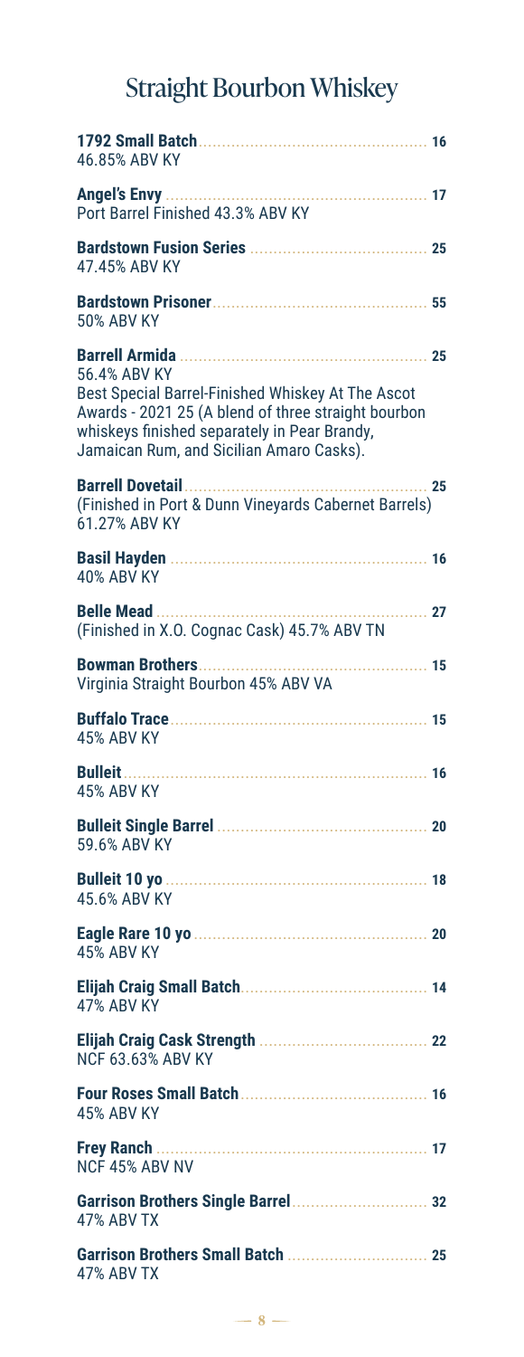# Straight Bourbon Whiskey

**1792 Small Batch** ... 16
46.85% ABV KY

**Angel's Envy** ... 17
Port Barrel Finished 43.3% ABV KY

**Bardstown Fusion Series** ... 25
47.45% ABV KY

**Bardstown Prisoner** ... 55
50% ABV KY

**Barrell Armida** ... 25
56.4% ABV KY
Best Special Barrel-Finished Whiskey At The Ascot Awards - 2021 25 (A blend of three straight bourbon whiskeys finished separately in Pear Brandy, Jamaican Rum, and Sicilian Amaro Casks).

**Barrell Dovetail** ... 25
(Finished in Port & Dunn Vineyards Cabernet Barrels) 61.27% ABV KY

**Basil Hayden** ... 16
40% ABV KY

**Belle Mead** ... 27
(Finished in X.O. Cognac Cask) 45.7% ABV TN

**Bowman Brothers** ... 15
Virginia Straight Bourbon 45% ABV VA

**Buffalo Trace** ... 15
45% ABV KY

**Bulleit** ... 16
45% ABV KY

**Bulleit Single Barrel** ... 20
59.6% ABV KY

**Bulleit 10 yo** ... 18
45.6% ABV KY

**Eagle Rare 10 yo** ... 20
45% ABV KY

**Elijah Craig Small Batch** ... 14
47% ABV KY

**Elijah Craig Cask Strength** ... 22
NCF 63.63% ABV KY

**Four Roses Small Batch** ... 16
45% ABV KY

**Frey Ranch** ... 17
NCF 45% ABV NV

**Garrison Brothers Single Barrel** ... 32
47% ABV TX

**Garrison Brothers Small Batch** ... 25
47% ABV TX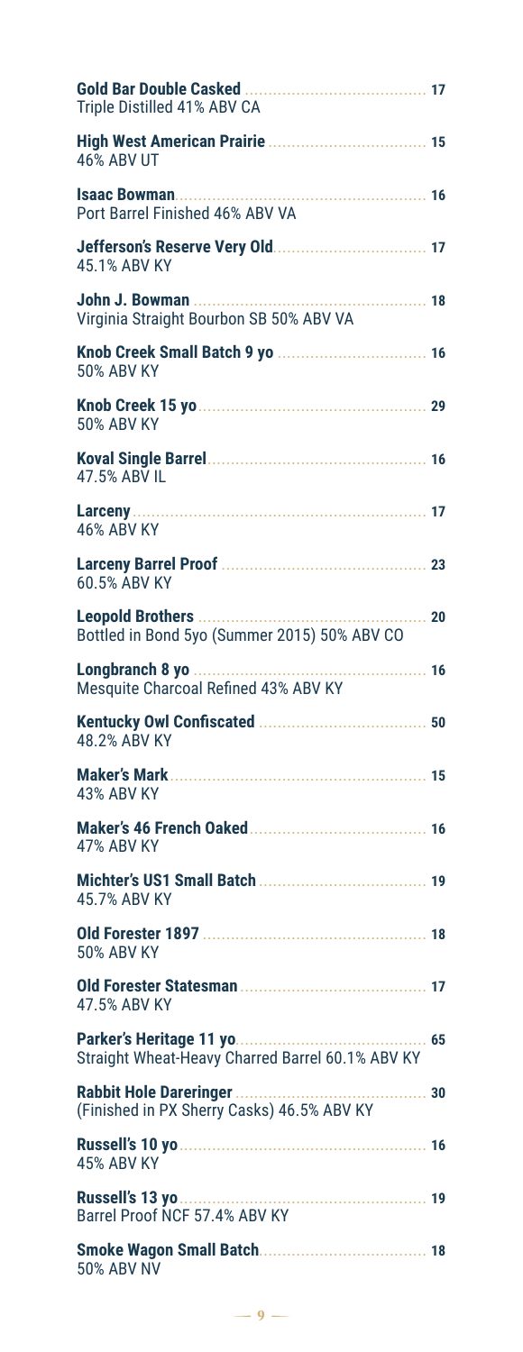**Gold Bar Double Casked** ........ 17
Triple Distilled 41% ABV CA

**High West American Prairie** ........ 15
46% ABV UT

**Isaac Bowman** ........ 16
Port Barrel Finished 46% ABV VA

**Jefferson's Reserve Very Old** ........ 17
45.1% ABV KY

**John J. Bowman** ........ 18
Virginia Straight Bourbon SB 50% ABV VA

**Knob Creek Small Batch 9 yo** ........ 16
50% ABV KY

**Knob Creek 15 yo** ........ 29
50% ABV KY

**Koval Single Barrel** ........ 16
47.5% ABV IL

**Larceny** ........ 17
46% ABV KY

**Larceny Barrel Proof** ........ 23
60.5% ABV KY

**Leopold Brothers** ........ 20
Bottled in Bond 5yo (Summer 2015) 50% ABV CO

**Longbranch 8 yo** ........ 16
Mesquite Charcoal Refined 43% ABV KY

**Kentucky Owl Confiscated** ........ 50
48.2% ABV KY

**Maker's Mark** ........ 15
43% ABV KY

**Maker's 46 French Oaked** ........ 16
47% ABV KY

**Michter's US1 Small Batch** ........ 19
45.7% ABV KY

**Old Forester 1897** ........ 18
50% ABV KY

**Old Forester Statesman** ........ 17
47.5% ABV KY

**Parker's Heritage 11 yo** ........ 65
Straight Wheat-Heavy Charred Barrel 60.1% ABV KY

**Rabbit Hole Dareringer** ........ 30
(Finished in PX Sherry Casks) 46.5% ABV KY

**Russell's 10 yo** ........ 16
45% ABV KY

**Russell's 13 yo** ........ 19
Barrel Proof NCF 57.4% ABV KY

**Smoke Wagon Small Batch** ........ 18
50% ABV NV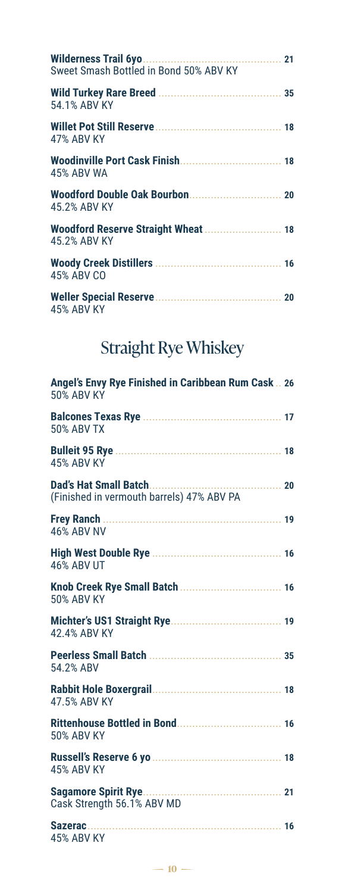**Wilderness Trail 6yo** ........................................ 21
Sweet Smash Bottled in Bond 50% ABV KY

**Wild Turkey Rare Breed** ........................................ 35
54.1% ABV KY

**Willet Pot Still Reserve** ........................................ 18
47% ABV KY

**Woodinville Port Cask Finish** ........................................ 18
45% ABV WA

**Woodford Double Oak Bourbon** ........................................ 20
45.2% ABV KY

**Woodford Reserve Straight Wheat** ........................................ 18
45.2% ABV KY

**Woody Creek Distillers** ........................................ 16
45% ABV CO

**Weller Special Reserve** ........................................ 20
45% ABV KY

## Straight Rye Whiskey

**Angel's Envy Rye Finished in Caribbean Rum Cask** .. 26
50% ABV KY

**Balcones Texas Rye** ........................................ 17
50% ABV TX

**Bulleit 95 Rye** ........................................ 18
45% ABV KY

**Dad's Hat Small Batch** ........................................ 20
(Finished in vermouth barrels) 47% ABV PA

**Frey Ranch** ........................................ 19
46% ABV NV

**High West Double Rye** ........................................ 16
46% ABV UT

**Knob Creek Rye Small Batch** ........................................ 16
50% ABV KY

**Michter's US1 Straight Rye** ........................................ 19
42.4% ABV KY

**Peerless Small Batch** ........................................ 35
54.2% ABV

**Rabbit Hole Boxergrail** ........................................ 18
47.5% ABV KY

**Rittenhouse Bottled in Bond** ........................................ 16
50% ABV KY

**Russell's Reserve 6 yo** ........................................ 18
45% ABV KY

**Sagamore Spirit Rye** ........................................ 21
Cask Strength 56.1% ABV MD

**Sazerac** ........................................ 16
45% ABV KY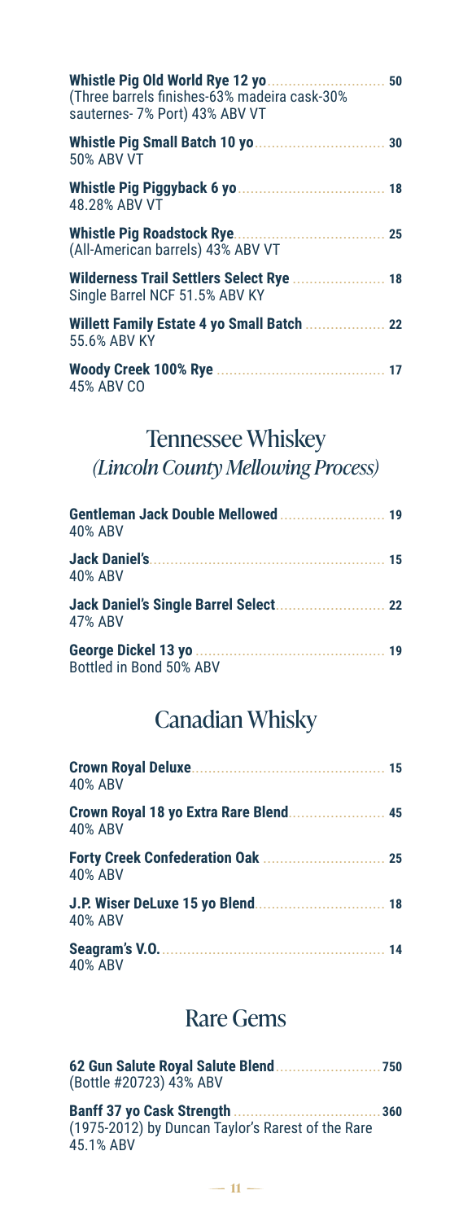**Whistle Pig Old World Rye 12 yo** ............................ **50**
(Three barrels finishes-63% madeira cask-30% sauternes- 7% Port) 43% ABV VT

**Whistle Pig Small Batch 10 yo** ............................... **30**
50% ABV VT

**Whistle Pig Piggyback 6 yo** .................................. **18**
48.28% ABV VT

**Whistle Pig Roadstock Rye** .................................... **25**
(All-American barrels) 43% ABV VT

**Wilderness Trail Settlers Select Rye** ...................... **18**
Single Barrel NCF 51.5% ABV KY

**Willett Family Estate 4 yo Small Batch** .................. **22**
55.6% ABV KY

**Woody Creek 100% Rye** ........................................ **17**
45% ABV CO

## Tennessee Whiskey
### *(Lincoln County Mellowing Process)*

**Gentleman Jack Double Mellowed** ......................... **19**
40% ABV

**Jack Daniel's** ....................................................... **15**
40% ABV

**Jack Daniel's Single Barrel Select** .......................... **22**
47% ABV

**George Dickel 13 yo** ............................................. **19**
Bottled in Bond 50% ABV

## Canadian Whisky

**Crown Royal Deluxe** ............................................. **15**
40% ABV

**Crown Royal 18 yo Extra Rare Blend** ...................... **45**
40% ABV

**Forty Creek Confederation Oak** ............................ **25**
40% ABV

**J.P. Wiser DeLuxe 15 yo Blend** .............................. **18**
40% ABV

**Seagram's V.O.** .................................................... **14**
40% ABV

## Rare Gems

**62 Gun Salute Royal Salute Blend** ......................... **750**
(Bottle #20723) 43% ABV

**Banff 37 yo Cask Strength** .................................. **360**
(1975-2012) by Duncan Taylor's Rarest of the Rare
45.1% ABV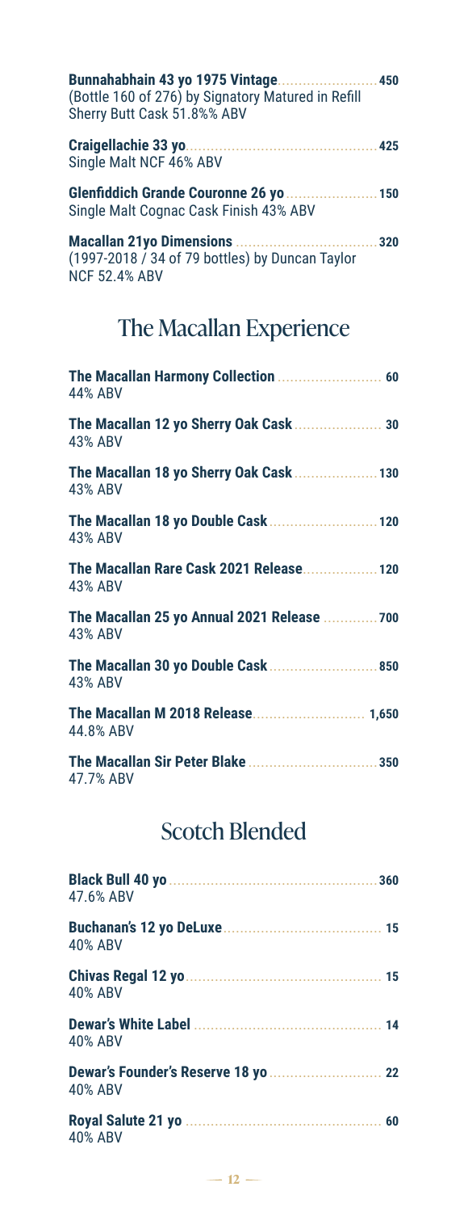**Bunnahabhain 43 yo 1975 Vintage** .......................... 450
(Bottle 160 of 276) by Signatory Matured in Refill Sherry Butt Cask 51.8%% ABV

**Craigellachie 33 yo** .......................... 425
Single Malt NCF 46% ABV

**Glenfiddich Grande Couronne 26 yo** .......................... 150
Single Malt Cognac Cask Finish 43% ABV

**Macallan 21yo Dimensions** .......................... 320
(1997-2018 / 34 of 79 bottles) by Duncan Taylor NCF 52.4% ABV

## The Macallan Experience

**The Macallan Harmony Collection** .......................... 60
44% ABV

**The Macallan 12 yo Sherry Oak Cask** .......................... 30
43% ABV

**The Macallan 18 yo Sherry Oak Cask** .......................... 130
43% ABV

**The Macallan 18 yo Double Cask** .......................... 120
43% ABV

**The Macallan Rare Cask 2021 Release** .......................... 120
43% ABV

**The Macallan 25 yo Annual 2021 Release** .......................... 700
43% ABV

**The Macallan 30 yo Double Cask** .......................... 850
43% ABV

**The Macallan M 2018 Release** .......................... 1,650
44.8% ABV

**The Macallan Sir Peter Blake** .......................... 350
47.7% ABV

## Scotch Blended

**Black Bull 40 yo** .......................... 360
47.6% ABV

**Buchanan's 12 yo DeLuxe** .......................... 15
40% ABV

**Chivas Regal 12 yo** .......................... 15
40% ABV

**Dewar's White Label** .......................... 14
40% ABV

**Dewar's Founder's Reserve 18 yo** .......................... 22
40% ABV

**Royal Salute 21 yo** .......................... 60
40% ABV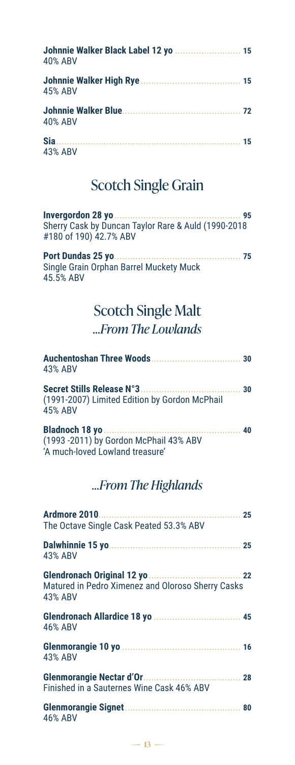**Johnnie Walker Black Label 12 yo** ........................ 15
40% ABV

**Johnnie Walker High Rye** ........................ 15
45% ABV

**Johnnie Walker Blue** ........................ 72
40% ABV

**Sia** ........................ 15
43% ABV

## Scotch Single Grain

**Invergordon 28 yo** ........................ 95
Sherry Cask by Duncan Taylor Rare & Auld (1990-2018 #180 of 190) 42.7% ABV

**Port Dundas 25 yo** ........................ 75
Single Grain Orphan Barrel Muckety Muck
45.5% ABV

## Scotch Single Malt
### *...From The Lowlands*

**Auchentoshan Three Woods** ........................ 30
43% ABV

**Secret Stills Release N°3** ........................ 30
(1991-2007) Limited Edition by Gordon McPhail
45% ABV

**Bladnoch 18 yo** ........................ 40
(1993 -2011) by Gordon McPhail 43% ABV
'A much-loved Lowland treasure'

### *...From The Highlands*

**Ardmore 2010** ........................ 25
The Octave Single Cask Peated 53.3% ABV

**Dalwhinnie 15 yo** ........................ 25
43% ABV

**Glendronach Original 12 yo** ........................ 22
Matured in Pedro Ximenez and Oloroso Sherry Casks
43% ABV

**Glendronach Allardice 18 yo** ........................ 45
46% ABV

**Glenmorangie 10 yo** ........................ 16
43% ABV

**Glenmorangie Nectar d'Or** ........................ 28
Finished in a Sauternes Wine Cask 46% ABV

**Glenmorangie Signet** ........................ 80
46% ABV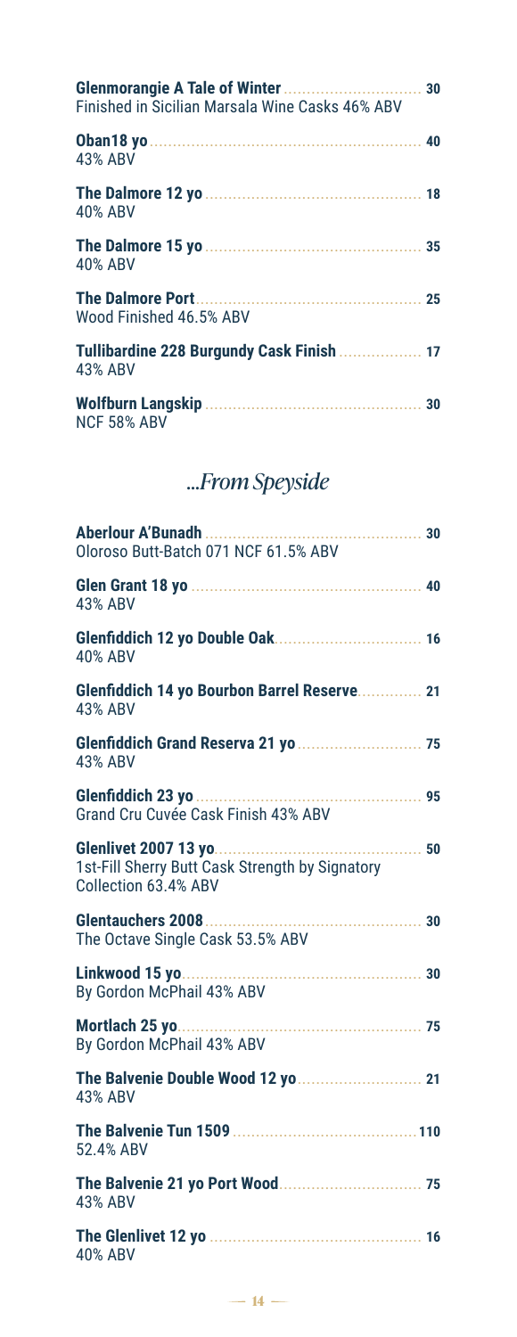**Glenmorangie A Tale of Winter** ............................ 30
Finished in Sicilian Marsala Wine Casks 46% ABV

**Oban18 yo** ............................................................ 40
43% ABV

**The Dalmore 12 yo** ................................................ 18
40% ABV

**The Dalmore 15 yo** ................................................ 35
40% ABV

**The Dalmore Port** .................................................. 25
Wood Finished 46.5% ABV

**Tullibardine 228 Burgundy Cask Finish** ................. 17
43% ABV

**Wolfburn Langskip** ................................................ 30
NCF 58% ABV

## *...From Speyside*

**Aberlour A'Bunadh** ................................................ 30
Oloroso Butt-Batch 071 NCF 61.5% ABV

**Glen Grant 18 yo** .................................................. 40
43% ABV

**Glenfiddich 12 yo Double Oak** ................................ 16
40% ABV

**Glenfiddich 14 yo Bourbon Barrel Reserve** ............. 21
43% ABV

**Glenfiddich Grand Reserva 21 yo** ........................... 75
43% ABV

**Glenfiddich 23 yo** .................................................. 95
Grand Cru Cuvée Cask Finish 43% ABV

**Glenlivet 2007 13 yo** ............................................. 50
1st-Fill Sherry Butt Cask Strength by Signatory Collection 63.4% ABV

**Glentauchers 2008** ................................................ 30
The Octave Single Cask 53.5% ABV

**Linkwood 15 yo** ..................................................... 30
By Gordon McPhail 43% ABV

**Mortlach 25 yo** ..................................................... 75
By Gordon McPhail 43% ABV

**The Balvenie Double Wood 12 yo** ........................... 21
43% ABV

**The Balvenie Tun 1509** ......................................... 110
52.4% ABV

**The Balvenie 21 yo Port Wood** ............................... 75
43% ABV

**The Glenlivet 12 yo** .............................................. 16
40% ABV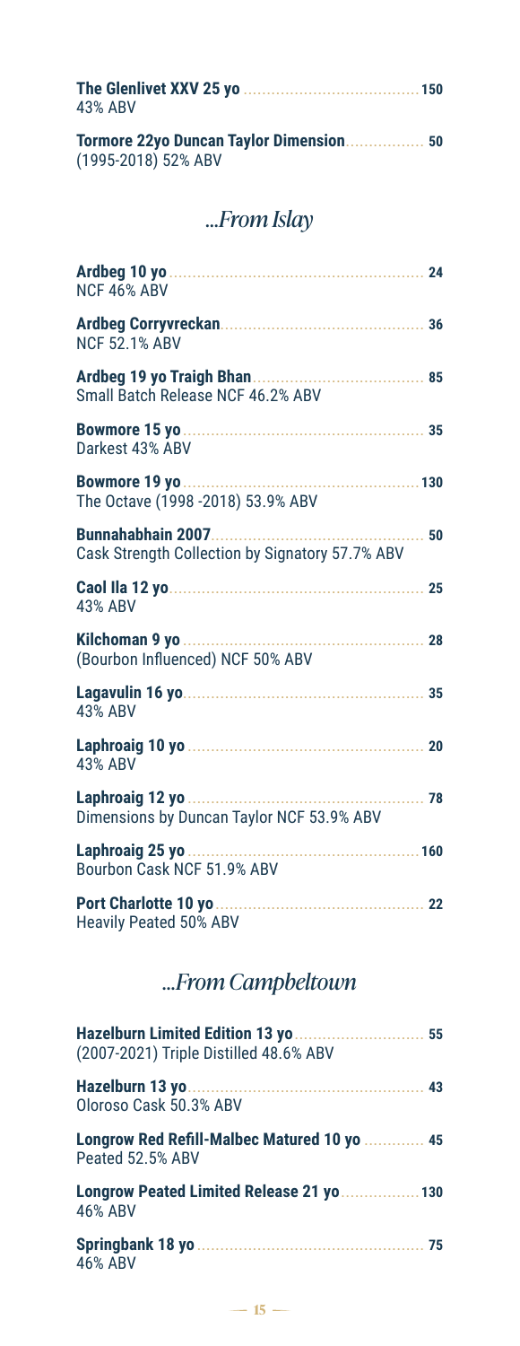**The Glenlivet XXV 25 yo** .................................... 150
43% ABV

**Tormore 22yo Duncan Taylor Dimension** ................ 50
(1995-2018) 52% ABV

## *...From Islay*

**Ardbeg 10 yo** .................................................... 24
NCF 46% ABV

**Ardbeg Corryvreckan** .......................................... 36
NCF 52.1% ABV

**Ardbeg 19 yo Traigh Bhan** .................................... 85
Small Batch Release NCF 46.2% ABV

**Bowmore 15 yo** .................................................. 35
Darkest 43% ABV

**Bowmore 19 yo** .................................................. 130
The Octave (1998 -2018) 53.9% ABV

**Bunnahabhain 2007** ............................................. 50
Cask Strength Collection by Signatory 57.7% ABV

**Caol Ila 12 yo** ..................................................... 25
43% ABV

**Kilchoman 9 yo** .................................................. 28
(Bourbon Influenced) NCF 50% ABV

**Lagavulin 16 yo** .................................................. 35
43% ABV

**Laphroaig 10 yo** ................................................. 20
43% ABV

**Laphroaig 12 yo** ................................................. 78
Dimensions by Duncan Taylor NCF 53.9% ABV

**Laphroaig 25 yo** ................................................. 160
Bourbon Cask NCF 51.9% ABV

**Port Charlotte 10 yo** ........................................... 22
Heavily Peated 50% ABV

## *...From Campbeltown*

**Hazelburn Limited Edition 13 yo** ........................... 55
(2007-2021) Triple Distilled 48.6% ABV

**Hazelburn 13 yo** ................................................. 43
Oloroso Cask 50.3% ABV

**Longrow Red Refill-Malbec Matured 10 yo** ............ 45
Peated 52.5% ABV

**Longrow Peated Limited Release 21 yo** ................ 130
46% ABV

**Springbank 18 yo** ............................................... 75
46% ABV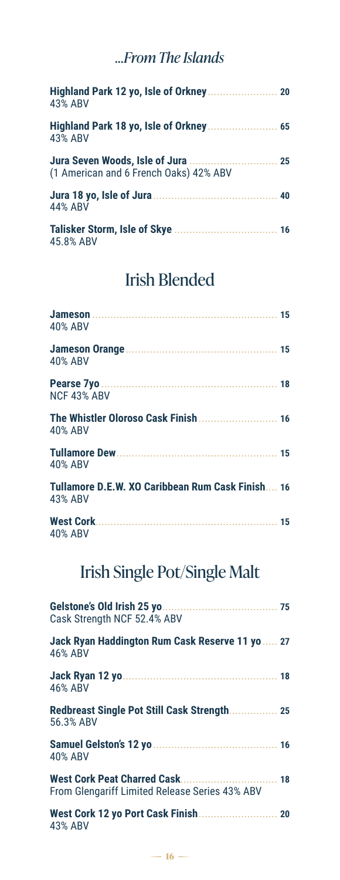## *...From The Islands*

**Highland Park 12 yo, Isle of Orkney** ........................ 20
43% ABV

**Highland Park 18 yo, Isle of Orkney** ........................ 65
43% ABV

**Jura Seven Woods, Isle of Jura** ........................ 25
(1 American and 6 French Oaks) 42% ABV

**Jura 18 yo, Isle of Jura** ........................ 40
44% ABV

**Talisker Storm, Isle of Skye** ........................ 16
45.8% ABV

## Irish Blended

**Jameson** ........................ 15
40% ABV

**Jameson Orange** ........................ 15
40% ABV

**Pearse 7yo** ........................ 18
NCF 43% ABV

**The Whistler Oloroso Cask Finish** ........................ 16
40% ABV

**Tullamore Dew** ........................ 15
40% ABV

**Tullamore D.E.W. XO Caribbean Rum Cask Finish** .... 16
43% ABV

**West Cork** ........................ 15
40% ABV

## Irish Single Pot/Single Malt

**Gelstone's Old Irish 25 yo** ........................ 75
Cask Strength NCF 52.4% ABV

**Jack Ryan Haddington Rum Cask Reserve 11 yo** ..... 27
46% ABV

**Jack Ryan 12 yo** ........................ 18
46% ABV

**Redbreast Single Pot Still Cask Strength** ........................ 25
56.3% ABV

**Samuel Gelston's 12 yo** ........................ 16
40% ABV

**West Cork Peat Charred Cask** ........................ 18
From Glengariff Limited Release Series 43% ABV

**West Cork 12 yo Port Cask Finish** ........................ 20
43% ABV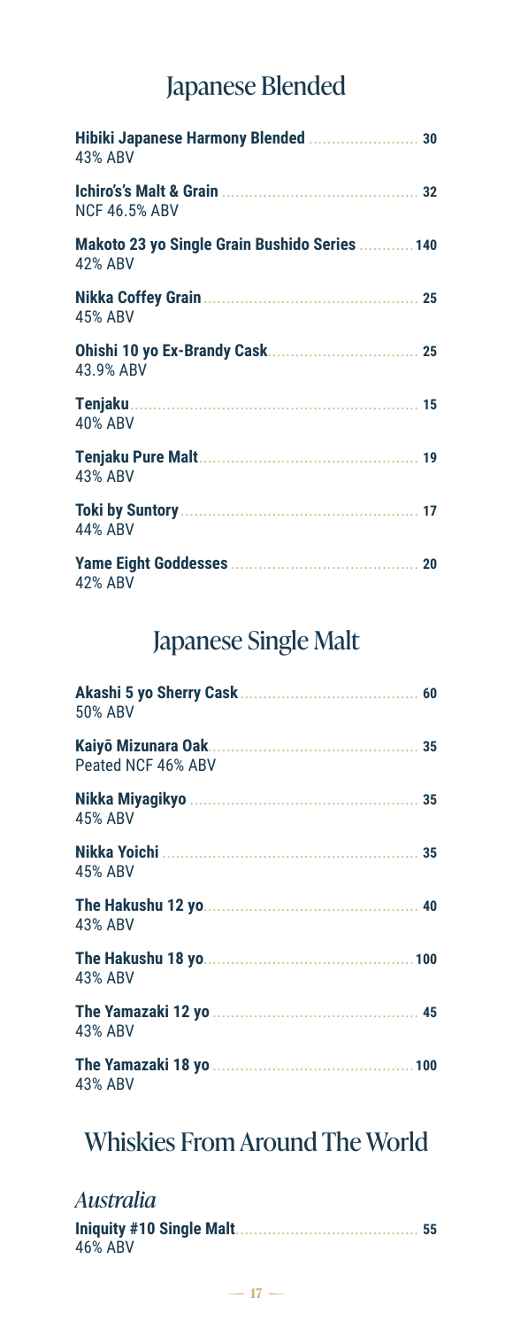## Japanese Blended

**Hibiki Japanese Harmony Blended** ........................ **30**
43% ABV

**Ichiro's's Malt & Grain** ........................ **32**
NCF 46.5% ABV

**Makoto 23 yo Single Grain Bushido Series** ........................ **140**
42% ABV

**Nikka Coffey Grain** ........................ **25**
45% ABV

**Ohishi 10 yo Ex-Brandy Cask** ........................ **25**
43.9% ABV

**Tenjaku** ........................ **15**
40% ABV

**Tenjaku Pure Malt** ........................ **19**
43% ABV

**Toki by Suntory** ........................ **17**
44% ABV

**Yame Eight Goddesses** ........................ **20**
42% ABV

## Japanese Single Malt

**Akashi 5 yo Sherry Cask** ........................ **60**
50% ABV

**Kaiyō Mizunara Oak** ........................ **35**
Peated NCF 46% ABV

**Nikka Miyagikyo** ........................ **35**
45% ABV

**Nikka Yoichi** ........................ **35**
45% ABV

**The Hakushu 12 yo** ........................ **40**
43% ABV

**The Hakushu 18 yo** ........................ **100**
43% ABV

**The Yamazaki 12 yo** ........................ **45**
43% ABV

**The Yamazaki 18 yo** ........................ **100**
43% ABV

## Whiskies From Around The World

### *Australia*

**Iniquity #10 Single Malt** ........................ **55**
46% ABV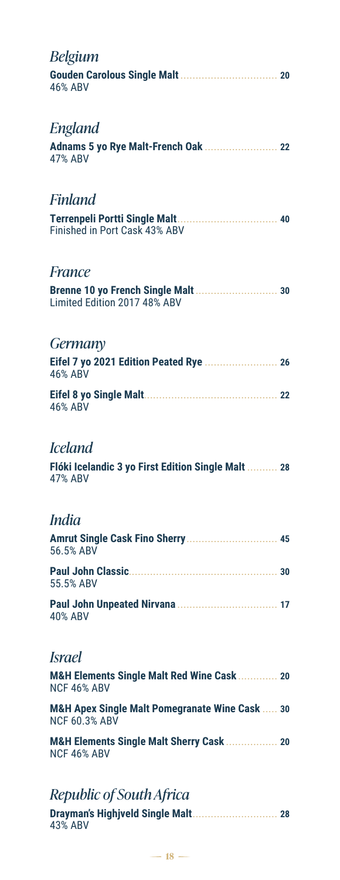## *Belgium*

**Gouden Carolous Single Malt** ................................ 20
46% ABV

## *England*

**Adnams 5 yo Rye Malt-French Oak** ........................ 22
47% ABV

## *Finland*

**Terrenpeli Portti Single Malt** ................................ 40
Finished in Port Cask 43% ABV

## *France*

**Brenne 10 yo French Single Malt** .......................... 30
Limited Edition 2017 48% ABV

## *Germany*

**Eifel 7 yo 2021 Edition Peated Rye** ........................ 26
46% ABV

**Eifel 8 yo Single Malt** ........................................... 22
46% ABV

## *Iceland*

**Flóki Icelandic 3 yo First Edition Single Malt** .......... 28
47% ABV

## *India*

**Amrut Single Cask Fino Sherry** ............................. 45
56.5% ABV

**Paul John Classic** ................................................ 30
55.5% ABV

**Paul John Unpeated Nirvana** ................................ 17
40% ABV

## *Israel*

**M&H Elements Single Malt Red Wine Cask** ............ 20
NCF 46% ABV

**M&H Apex Single Malt Pomegranate Wine Cask** ..... 30
NCF 60.3% ABV

**M&H Elements Single Malt Sherry Cask** ................ 20
NCF 46% ABV

## *Republic of South Africa*

**Drayman's Highjveld Single Malt** ........................... 28
43% ABV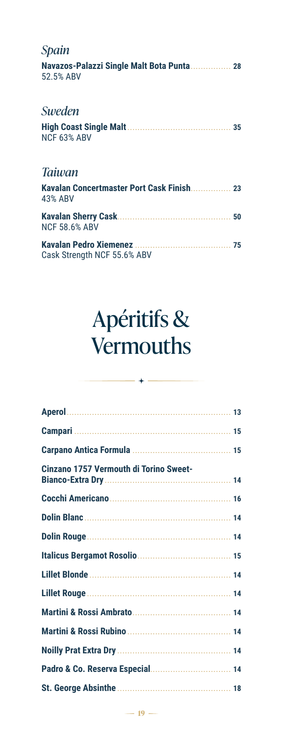## *Spain*

**Navazos-Palazzi Single Malt Bota Punta** ................ **28**
52.5% ABV

## *Sweden*

**High Coast Single Malt** ........................................ **35**
NCF 63% ABV

## *Taiwan*

**Kavalan Concertmaster Port Cask Finish** ................ **23**
43% ABV

**Kavalan Sherry Cask** ............................................ **50**
NCF 58.6% ABV

**Kavalan Pedro Xiemenez** ...................................... **75**
Cask Strength NCF 55.6% ABV

# Apéritifs & Vermouths

**Aperol** ................................................................ **13**

**Campari** .............................................................. **15**

**Carpano Antica Formula** ....................................... **15**

**Cinzano 1757 Vermouth di Torino Sweet-Bianco-Extra Dry** .................................................. **14**

**Cocchi Americano** ................................................ **16**

**Dolin Blanc** .......................................................... **14**

**Dolin Rouge** ......................................................... **14**

**Italicus Bergamot Rosolio** ..................................... **15**

**Lillet Blonde** ........................................................ **14**

**Lillet Rouge** ......................................................... **14**

**Martini & Rossi Ambrato** ....................................... **14**

**Martini & Rossi Rubino** ......................................... **14**

**Noilly Prat Extra Dry** ............................................. **14**

**Padro & Co. Reserva Especial** ................................ **14**

**St. George Absinthe** ............................................. **18**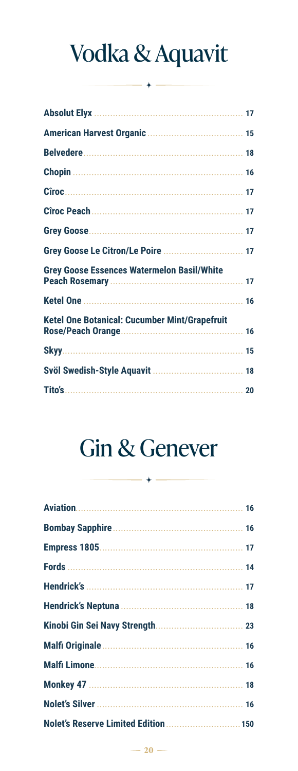# Vodka & Aquavit

| Item | Price |
| --- | --- |
| **Absolut Elyx** | **17** |
| **American Harvest Organic** | **15** |
| **Belvedere** | **18** |
| **Chopin** | **16** |
| **Cîroc** | **17** |
| **Cîroc Peach** | **17** |
| **Grey Goose** | **17** |
| **Grey Goose Le Citron/Le Poire** | **17** |
| **Grey Goose Essences Watermelon Basil/White Peach Rosemary** | **17** |
| **Ketel One** | **16** |
| **Ketel One Botanical: Cucumber Mint/Grapefruit Rose/Peach Orange** | **16** |
| **Skyy** | **15** |
| **Svöl Swedish-Style Aquavit** | **18** |
| **Tito's** | **20** |

# Gin & Genever

| Item | Price |
| --- | --- |
| **Aviation** | **16** |
| **Bombay Sapphire** | **16** |
| **Empress 1805** | **17** |
| **Fords** | **14** |
| **Hendrick's** | **17** |
| **Hendrick's Neptuna** | **18** |
| **Kinobi Gin Sei Navy Strength** | **23** |
| **Malfi Originale** | **16** |
| **Malfi Limone** | **16** |
| **Monkey 47** | **18** |
| **Nolet's Silver** | **16** |
| **Nolet's Reserve Limited Edition** | **150** |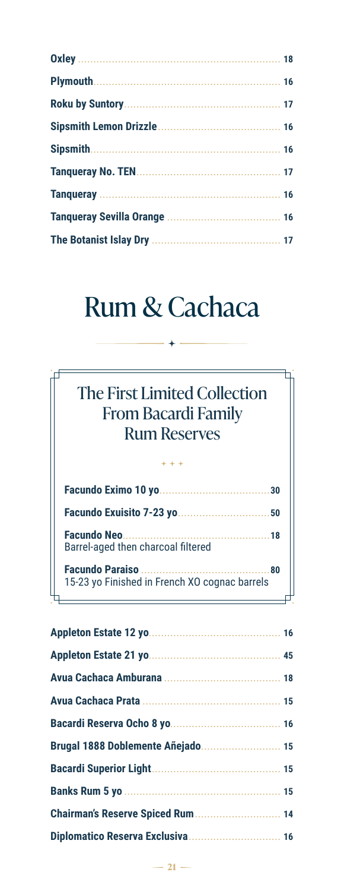**Oxley** ........................................................... 18

**Plymouth** ........................................................... 16

**Roku by Suntory** ........................................................... 17

**Sipsmith Lemon Drizzle** ........................................................... 16

**Sipsmith** ........................................................... 16

**Tanqueray No. TEN** ........................................................... 17

**Tanqueray** ........................................................... 16

**Tanqueray Sevilla Orange** ........................................................... 16

**The Botanist Islay Dry** ........................................................... 17

# Rum & Cachaca

## The First Limited Collection From Bacardi Family Rum Reserves

**Facundo Eximo 10 yo** ........................................................... 30

**Facundo Exuisito 7-23 yo** ........................................................... 50

**Facundo Neo** ........................................................... 18
Barrel-aged then charcoal filtered

**Facundo Paraiso** ........................................................... 80
15-23 yo Finished in French XO cognac barrels

**Appleton Estate 12 yo** ........................................................... 16

**Appleton Estate 21 yo** ........................................................... 45

**Avua Cachaca Amburana** ........................................................... 18

**Avua Cachaca Prata** ........................................................... 15

**Bacardi Reserva Ocho 8 yo** ........................................................... 16

**Brugal 1888 Doblemente Añejado** ........................................................... 15

**Bacardi Superior Light** ........................................................... 15

**Banks Rum 5 yo** ........................................................... 15

**Chairman's Reserve Spiced Rum** ........................................................... 14

**Diplomatico Reserva Exclusiva** ........................................................... 16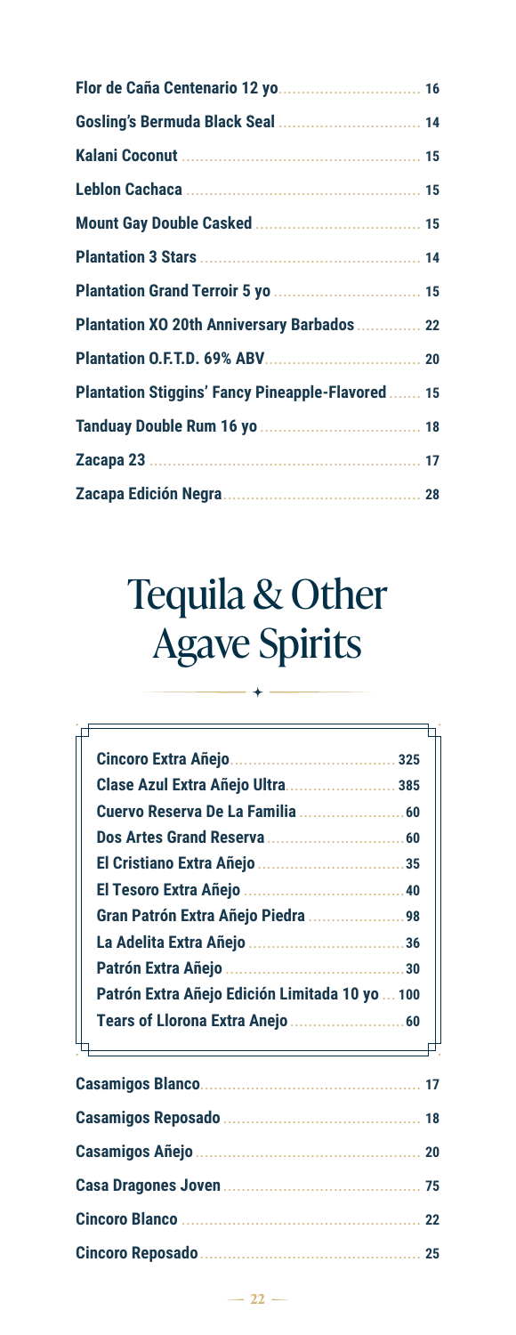| | |
|---|---|
| **Flor de Caña Centenario 12 yo** | **16** |
| **Gosling's Bermuda Black Seal** | **14** |
| **Kalani Coconut** | **15** |
| **Leblon Cachaca** | **15** |
| **Mount Gay Double Casked** | **15** |
| **Plantation 3 Stars** | **14** |
| **Plantation Grand Terroir 5 yo** | **15** |
| **Plantation XO 20th Anniversary Barbados** | **22** |
| **Plantation O.F.T.D. 69% ABV** | **20** |
| **Plantation Stiggins' Fancy Pineapple-Flavored** | **15** |
| **Tanduay Double Rum 16 yo** | **18** |
| **Zacapa 23** | **17** |
| **Zacapa Edición Negra** | **28** |

# Tequila & Other Agave Spirits

| | |
|---|---|
| **Cincoro Extra Añejo** | **325** |
| **Clase Azul Extra Añejo Ultra** | **385** |
| **Cuervo Reserva De La Familia** | **60** |
| **Dos Artes Grand Reserva** | **60** |
| **El Cristiano Extra Añejo** | **35** |
| **El Tesoro Extra Añejo** | **40** |
| **Gran Patrón Extra Añejo Piedra** | **98** |
| **La Adelita Extra Añejo** | **36** |
| **Patrón Extra Añejo** | **30** |
| **Patrón Extra Añejo Edición Limitada 10 yo** | **100** |
| **Tears of Llorona Extra Anejo** | **60** |

| | |
|---|---|
| **Casamigos Blanco** | **17** |
| **Casamigos Reposado** | **18** |
| **Casamigos Añejo** | **20** |
| **Casa Dragones Joven** | **75** |
| **Cincoro Blanco** | **22** |
| **Cincoro Reposado** | **25** |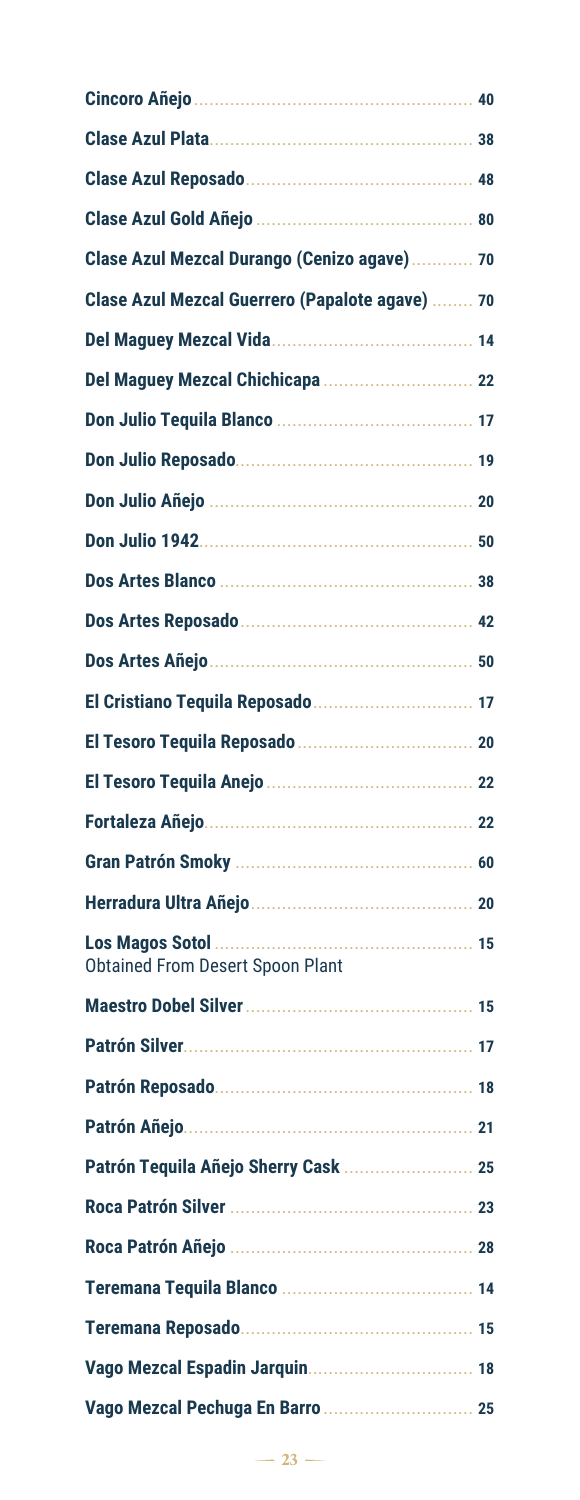| Item | Price |
|---|---|
| **Cincoro Añejo** | 40 |
| **Clase Azul Plata** | 38 |
| **Clase Azul Reposado** | 48 |
| **Clase Azul Gold Añejo** | 80 |
| **Clase Azul Mezcal Durango (Cenizo agave)** | 70 |
| **Clase Azul Mezcal Guerrero (Papalote agave)** | 70 |
| **Del Maguey Mezcal Vida** | 14 |
| **Del Maguey Mezcal Chichicapa** | 22 |
| **Don Julio Tequila Blanco** | 17 |
| **Don Julio Reposado** | 19 |
| **Don Julio Añejo** | 20 |
| **Don Julio 1942** | 50 |
| **Dos Artes Blanco** | 38 |
| **Dos Artes Reposado** | 42 |
| **Dos Artes Añejo** | 50 |
| **El Cristiano Tequila Reposado** | 17 |
| **El Tesoro Tequila Reposado** | 20 |
| **El Tesoro Tequila Anejo** | 22 |
| **Fortaleza Añejo** | 22 |
| **Gran Patrón Smoky** | 60 |
| **Herradura Ultra Añejo** | 20 |
| **Los Magos Sotol** <br> Obtained From Desert Spoon Plant | 15 |
| **Maestro Dobel Silver** | 15 |
| **Patrón Silver** | 17 |
| **Patrón Reposado** | 18 |
| **Patrón Añejo** | 21 |
| **Patrón Tequila Añejo Sherry Cask** | 25 |
| **Roca Patrón Silver** | 23 |
| **Roca Patrón Añejo** | 28 |
| **Teremana Tequila Blanco** | 14 |
| **Teremana Reposado** | 15 |
| **Vago Mezcal Espadin Jarquin** | 18 |
| **Vago Mezcal Pechuga En Barro** | 25 |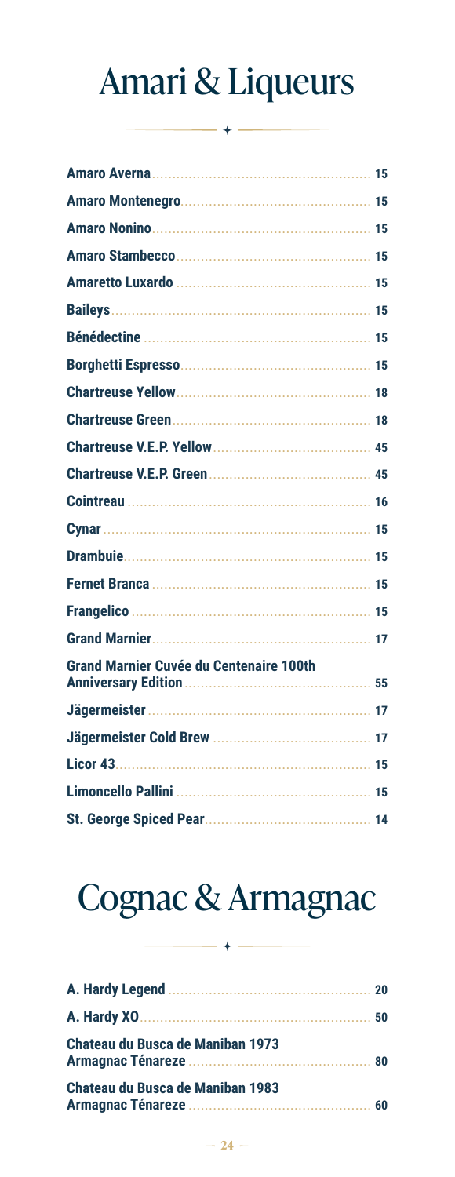# Amari & Liqueurs

| Item | Price |
|---|---|
| **Amaro Averna** | **15** |
| **Amaro Montenegro** | **15** |
| **Amaro Nonino** | **15** |
| **Amaro Stambecco** | **15** |
| **Amaretto Luxardo** | **15** |
| **Baileys** | **15** |
| **Bénédectine** | **15** |
| **Borghetti Espresso** | **15** |
| **Chartreuse Yellow** | **18** |
| **Chartreuse Green** | **18** |
| **Chartreuse V.E.P. Yellow** | **45** |
| **Chartreuse V.E.P. Green** | **45** |
| **Cointreau** | **16** |
| **Cynar** | **15** |
| **Drambuie** | **15** |
| **Fernet Branca** | **15** |
| **Frangelico** | **15** |
| **Grand Marnier** | **17** |
| **Grand Marnier Cuvée du Centenaire 100th Anniversary Edition** | **55** |
| **Jägermeister** | **17** |
| **Jägermeister Cold Brew** | **17** |
| **Licor 43** | **15** |
| **Limoncello Pallini** | **15** |
| **St. George Spiced Pear** | **14** |

# Cognac & Armagnac

| Item | Price |
|---|---|
| **A. Hardy Legend** | **20** |
| **A. Hardy XO** | **50** |
| **Chateau du Busca de Maniban 1973 Armagnac Ténareze** | **80** |
| **Chateau du Busca de Maniban 1983 Armagnac Ténareze** | **60** |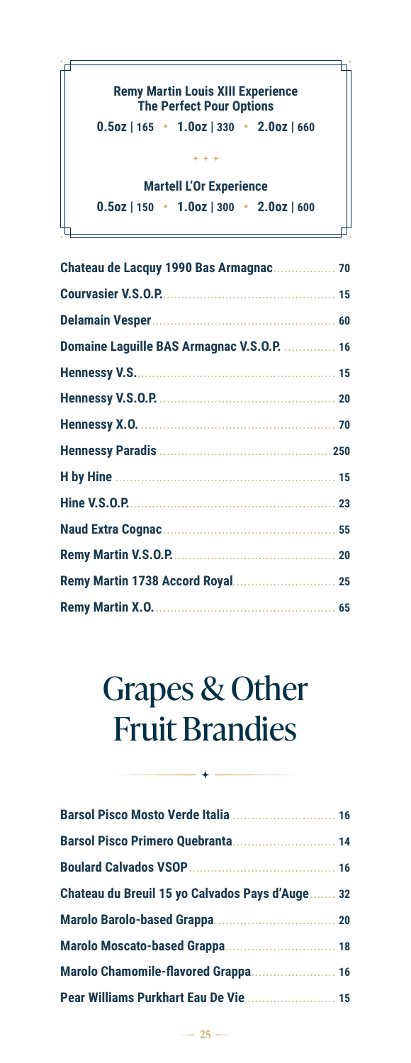**Remy Martin Louis XIII Experience**
**The Perfect Pour Options**

**0.5oz** | 165 • **1.0oz** | 330 • **2.0oz** | 600

+ + +

**Martell L'Or Experience**

**0.5oz** | 150 • **1.0oz** | 300 • **2.0oz** | 600

| | |
|---|---|
| Chateau de Lacquy 1990 Bas Armagnac | 70 |
| Courvasier V.S.O.P. | 15 |
| Delamain Vesper | 60 |
| Domaine Laguille BAS Armagnac V.S.O.P. | 16 |
| Hennessy V.S. | 15 |
| Hennessy V.S.O.P. | 20 |
| Hennessy X.O. | 70 |
| Hennessy Paradis | 250 |
| H by Hine | 15 |
| Hine V.S.O.P. | 23 |
| Naud Extra Cognac | 55 |
| Remy Martin V.S.O.P. | 20 |
| Remy Martin 1738 Accord Royal | 25 |
| Remy Martin X.O. | 65 |

# Grapes & Other Fruit Brandies

| | |
|---|---|
| Barsol Pisco Mosto Verde Italia | 16 |
| Barsol Pisco Primero Quebranta | 14 |
| Boulard Calvados VSOP | 16 |
| Chateau du Breuil 15 yo Calvados Pays d'Auge | 32 |
| Marolo Barolo-based Grappa | 20 |
| Marolo Moscato-based Grappa | 18 |
| Marolo Chamomile-flavored Grappa | 16 |
| Pear Williams Purkhart Eau De Vie | 15 |